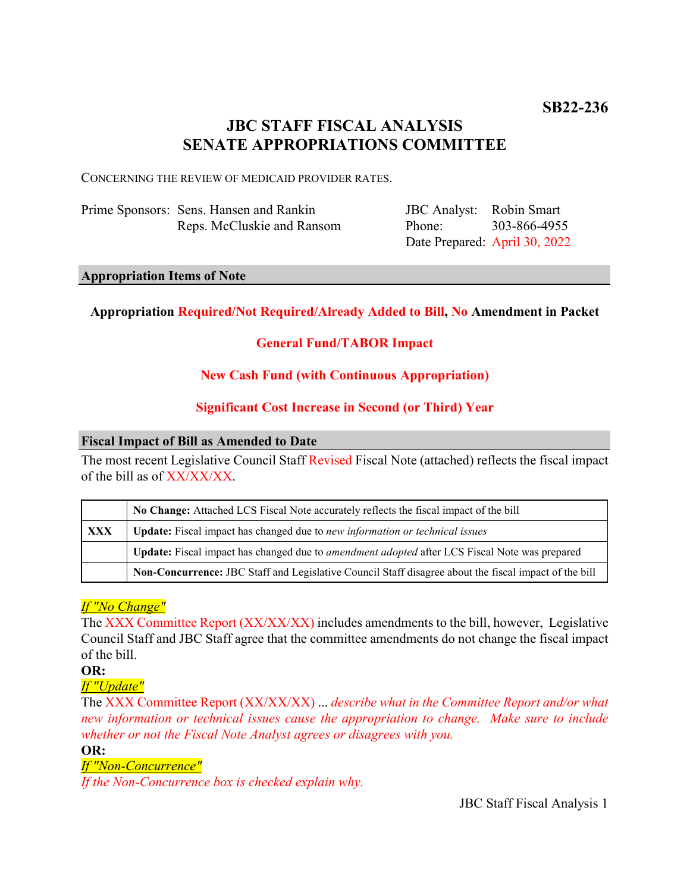**SB22-236**

# JBC STAFF FISCAL ANALYSIS
# SENATE APPROPRIATIONS COMMITTEE

CONCERNING THE REVIEW OF MEDICAID PROVIDER RATES.

| | | | |
|---|---|---|---|
| Prime Sponsors: | Sens. Hansen and Rankin | JBC Analyst: | Robin Smart |
| | Reps. McCluskie and Ransom | Phone: | 303-866-4955 |
| | | Date Prepared: | April 30, 2022 |

## Appropriation Items of Note

**Appropriation Required/Not Required/Already Added to Bill, No Amendment in Packet**

**General Fund/TABOR Impact**

**New Cash Fund (with Continuous Appropriation)**

**Significant Cost Increase in Second (or Third) Year**

## Fiscal Impact of Bill as Amended to Date

The most recent Legislative Council Staff Revised Fiscal Note (attached) reflects the fiscal impact of the bill as of XX/XX/XX.

| | |
|---|---|
| | **No Change:** Attached LCS Fiscal Note accurately reflects the fiscal impact of the bill |
| **XXX** | **Update:** Fiscal impact has changed due to *new information or technical issues* |
| | **Update:** Fiscal impact has changed due to *amendment adopted* after LCS Fiscal Note was prepared |
| | **Non-Concurrence:** JBC Staff and Legislative Council Staff disagree about the fiscal impact of the bill |

*If "No Change"*
The XXX Committee Report (XX/XX/XX) includes amendments to the bill, however, Legislative Council Staff and JBC Staff agree that the committee amendments do not change the fiscal impact of the bill.

**OR:**

*If "Update"*
The XXX Committee Report (XX/XX/XX) ... *describe what in the Committee Report and/or what new information or technical issues cause the appropriation to change. Make sure to include whether or not the Fiscal Note Analyst agrees or disagrees with you.*

**OR:**

*If "Non-Concurrence"*
*If the Non-Concurrence box is checked explain why.*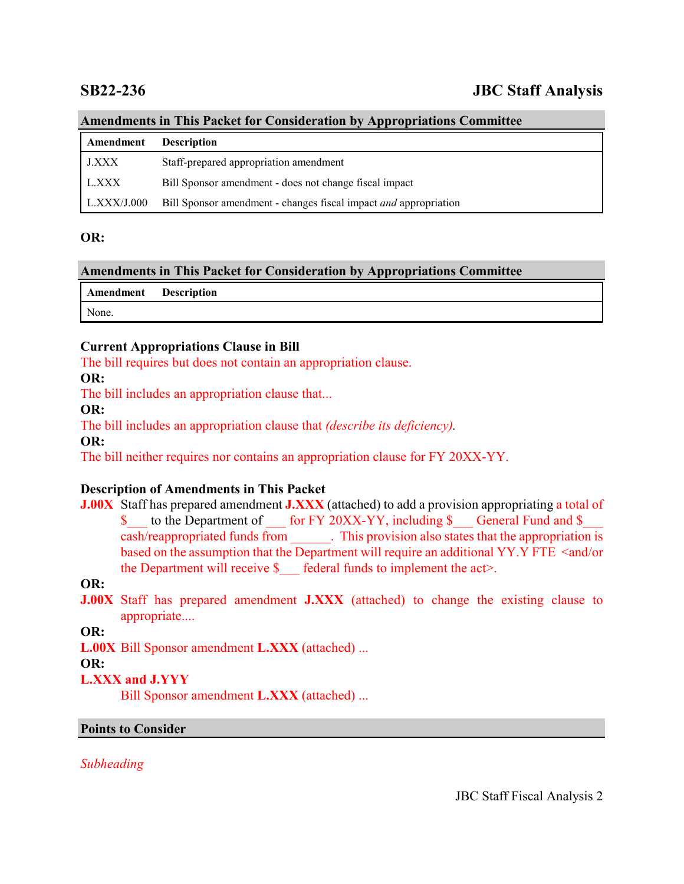## SB22-236 JBC Staff Analysis

### Amendments in This Packet for Consideration by Appropriations Committee

| Amendment | Description |
|---|---|
| J.XXX | Staff-prepared appropriation amendment |
| L.XXX | Bill Sponsor amendment - does not change fiscal impact |
| L.XXX/J.000 | Bill Sponsor amendment - changes fiscal impact *and* appropriation |

**OR:**

### Amendments in This Packet for Consideration by Appropriations Committee

| Amendment | Description |
|---|---|
| None. | |

**Current Appropriations Clause in Bill**

The bill requires but does not contain an appropriation clause.

**OR:**

The bill includes an appropriation clause that...

**OR:**

The bill includes an appropriation clause that *(describe its deficiency).*

**OR:**

The bill neither requires nor contains an appropriation clause for FY 20XX-YY.

**Description of Amendments in This Packet**

**J.00X** Staff has prepared amendment **J.XXX** (attached) to add a provision appropriating a total of $___ to the Department of ___ for FY 20XX-YY, including $___ General Fund and $___ cash/reappropriated funds from ______. This provision also states that the appropriation is based on the assumption that the Department will require an additional YY.Y FTE <and/or the Department will receive $___ federal funds to implement the act>.

**OR:**

**J.00X** Staff has prepared amendment **J.XXX** (attached) to change the existing clause to appropriate....

**OR:**

**L.00X** Bill Sponsor amendment **L.XXX** (attached) ...

**OR:**

**L.XXX and J.YYY**

Bill Sponsor amendment **L.XXX** (attached) ...

### Points to Consider

*Subheading*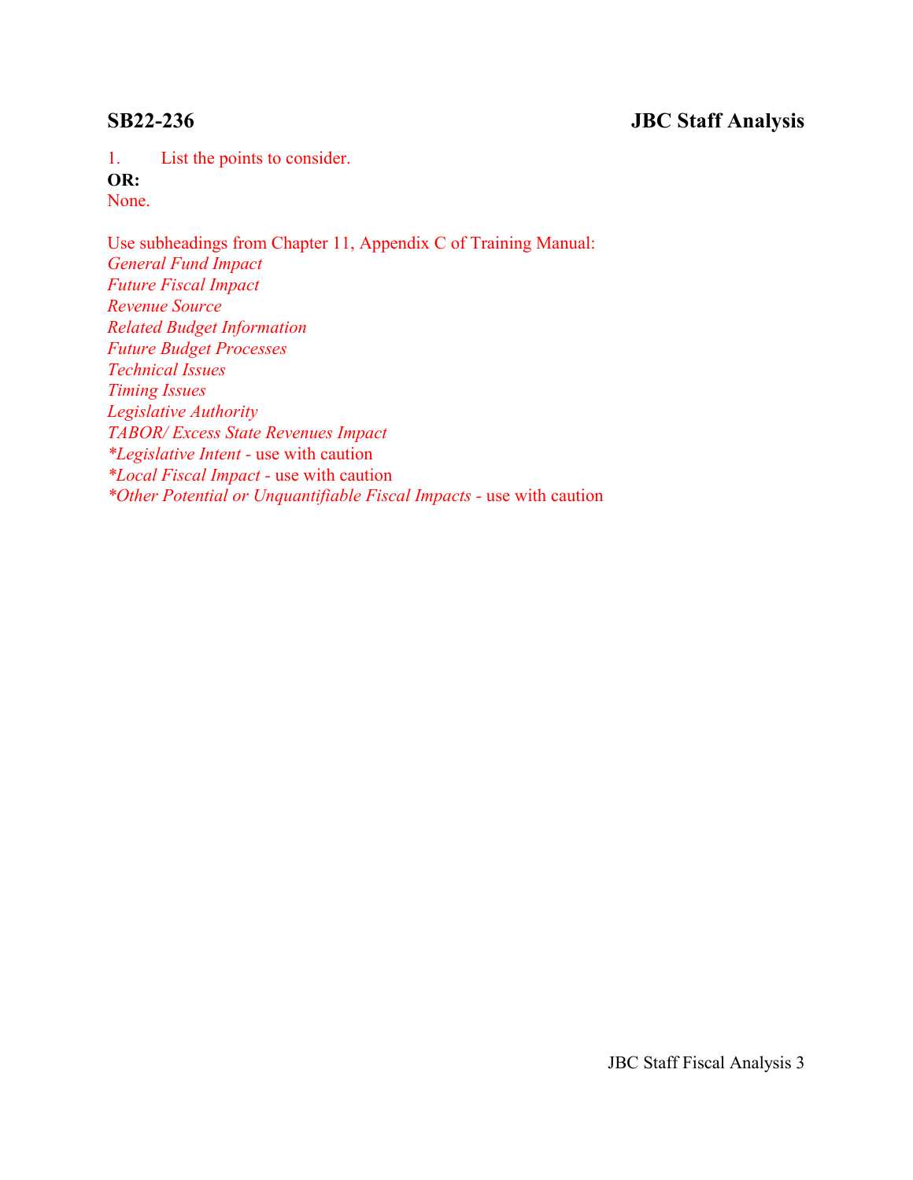**SB22-236** **JBC Staff Analysis**

1. List the points to consider.

**OR:**

None.

Use subheadings from Chapter 11, Appendix C of Training Manual:

*General Fund Impact*
*Future Fiscal Impact*
*Revenue Source*
*Related Budget Information*
*Future Budget Processes*
*Technical Issues*
*Timing Issues*
*Legislative Authority*
*TABOR/ Excess State Revenues Impact*
**Legislative Intent* - use with caution
**Local Fiscal Impact* - use with caution
**Other Potential or Unquantifiable Fiscal Impacts* - use with caution